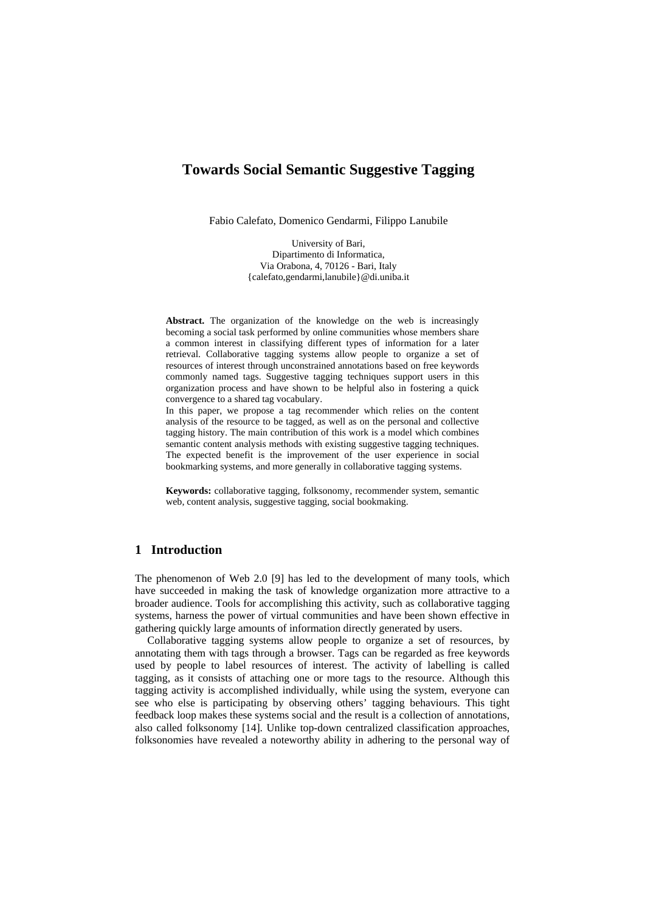# Towards Social Semantic Suggestive Tagging

Fabio Calefato, Domenico Gendarmi, Filippo Lanubile

University of Bari,
Dipartimento di Informatica,
Via Orabona, 4, 70126 - Bari, Italy
{calefato,gendarmi,lanubile}@di.uniba.it

**Abstract.** The organization of the knowledge on the web is increasingly becoming a social task performed by online communities whose members share a common interest in classifying different types of information for a later retrieval. Collaborative tagging systems allow people to organize a set of resources of interest through unconstrained annotations based on free keywords commonly named tags. Suggestive tagging techniques support users in this organization process and have shown to be helpful also in fostering a quick convergence to a shared tag vocabulary.

In this paper, we propose a tag recommender which relies on the content analysis of the resource to be tagged, as well as on the personal and collective tagging history. The main contribution of this work is a model which combines semantic content analysis methods with existing suggestive tagging techniques. The expected benefit is the improvement of the user experience in social bookmarking systems, and more generally in collaborative tagging systems.

**Keywords:** collaborative tagging, folksonomy, recommender system, semantic web, content analysis, suggestive tagging, social bookmaking.

## 1 Introduction

The phenomenon of Web 2.0 [9] has led to the development of many tools, which have succeeded in making the task of knowledge organization more attractive to a broader audience. Tools for accomplishing this activity, such as collaborative tagging systems, harness the power of virtual communities and have been shown effective in gathering quickly large amounts of information directly generated by users.

Collaborative tagging systems allow people to organize a set of resources, by annotating them with tags through a browser. Tags can be regarded as free keywords used by people to label resources of interest. The activity of labelling is called tagging, as it consists of attaching one or more tags to the resource. Although this tagging activity is accomplished individually, while using the system, everyone can see who else is participating by observing others' tagging behaviours. This tight feedback loop makes these systems social and the result is a collection of annotations, also called folksonomy [14]. Unlike top-down centralized classification approaches, folksonomies have revealed a noteworthy ability in adhering to the personal way of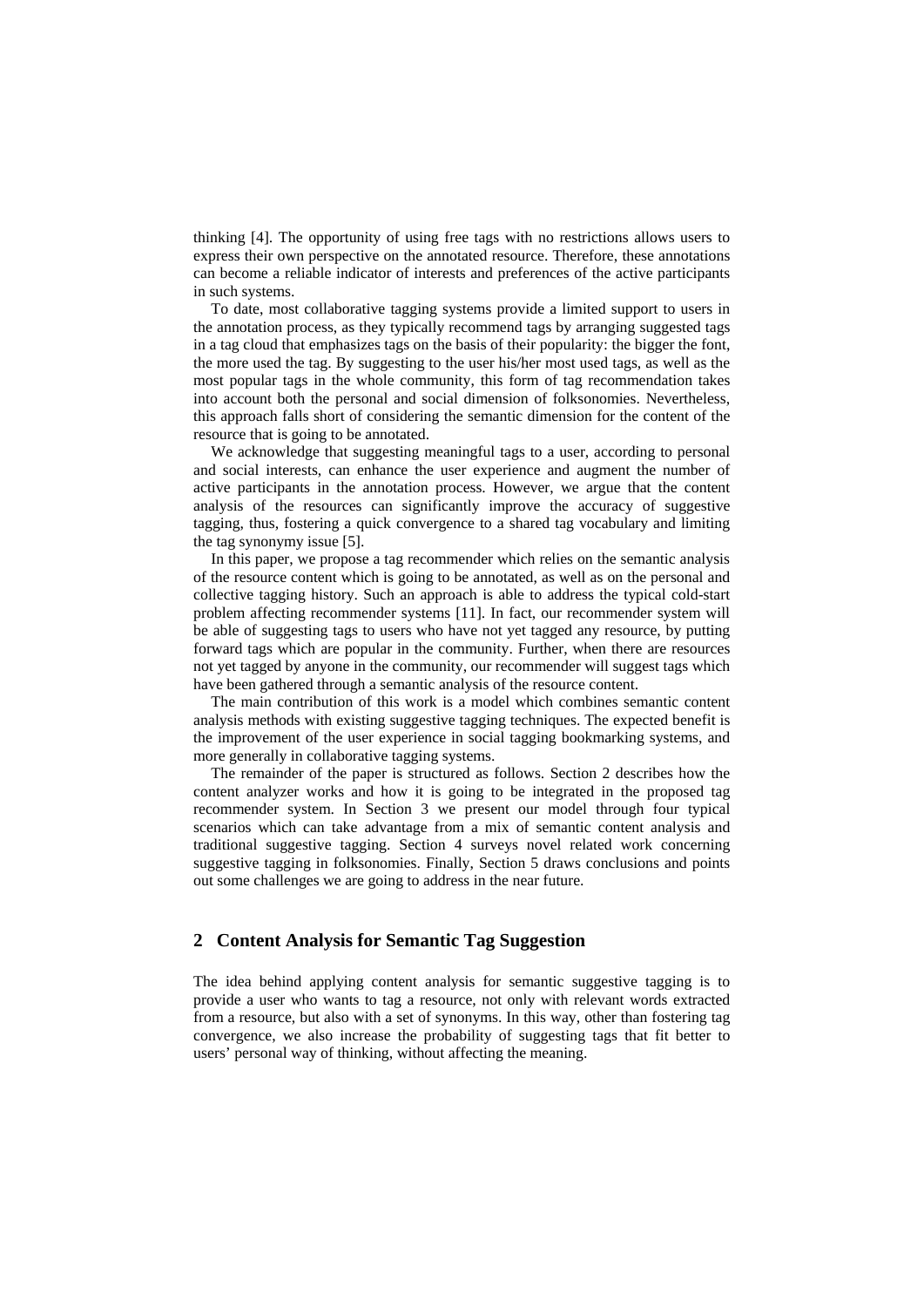thinking [4]. The opportunity of using free tags with no restrictions allows users to express their own perspective on the annotated resource. Therefore, these annotations can become a reliable indicator of interests and preferences of the active participants in such systems.

To date, most collaborative tagging systems provide a limited support to users in the annotation process, as they typically recommend tags by arranging suggested tags in a tag cloud that emphasizes tags on the basis of their popularity: the bigger the font, the more used the tag. By suggesting to the user his/her most used tags, as well as the most popular tags in the whole community, this form of tag recommendation takes into account both the personal and social dimension of folksonomies. Nevertheless, this approach falls short of considering the semantic dimension for the content of the resource that is going to be annotated.

We acknowledge that suggesting meaningful tags to a user, according to personal and social interests, can enhance the user experience and augment the number of active participants in the annotation process. However, we argue that the content analysis of the resources can significantly improve the accuracy of suggestive tagging, thus, fostering a quick convergence to a shared tag vocabulary and limiting the tag synonymy issue [5].

In this paper, we propose a tag recommender which relies on the semantic analysis of the resource content which is going to be annotated, as well as on the personal and collective tagging history. Such an approach is able to address the typical cold-start problem affecting recommender systems [11]. In fact, our recommender system will be able of suggesting tags to users who have not yet tagged any resource, by putting forward tags which are popular in the community. Further, when there are resources not yet tagged by anyone in the community, our recommender will suggest tags which have been gathered through a semantic analysis of the resource content.

The main contribution of this work is a model which combines semantic content analysis methods with existing suggestive tagging techniques. The expected benefit is the improvement of the user experience in social tagging bookmarking systems, and more generally in collaborative tagging systems.

The remainder of the paper is structured as follows. Section 2 describes how the content analyzer works and how it is going to be integrated in the proposed tag recommender system. In Section 3 we present our model through four typical scenarios which can take advantage from a mix of semantic content analysis and traditional suggestive tagging. Section 4 surveys novel related work concerning suggestive tagging in folksonomies. Finally, Section 5 draws conclusions and points out some challenges we are going to address in the near future.

## 2 Content Analysis for Semantic Tag Suggestion

The idea behind applying content analysis for semantic suggestive tagging is to provide a user who wants to tag a resource, not only with relevant words extracted from a resource, but also with a set of synonyms. In this way, other than fostering tag convergence, we also increase the probability of suggesting tags that fit better to users' personal way of thinking, without affecting the meaning.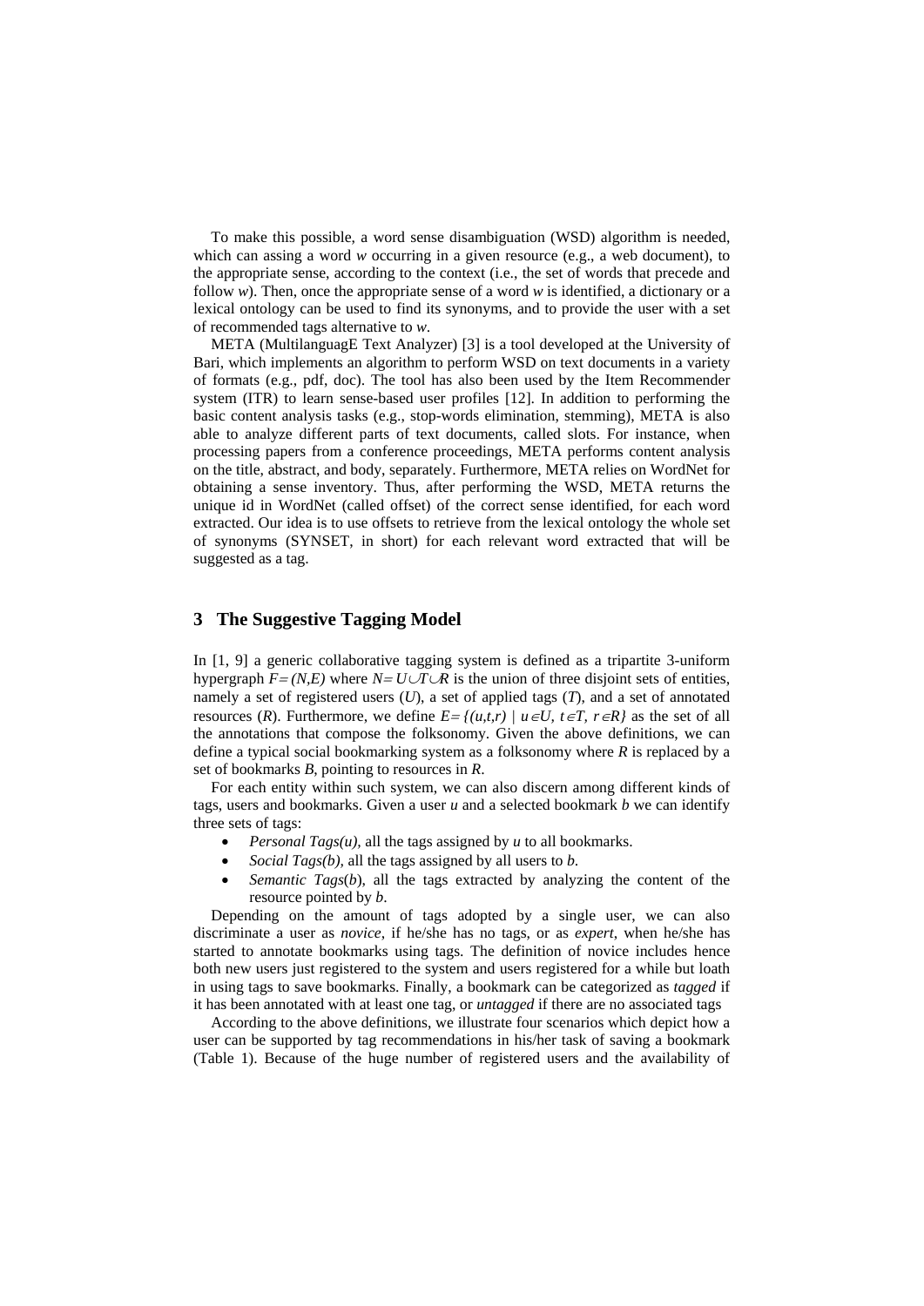To make this possible, a word sense disambiguation (WSD) algorithm is needed, which can assing a word *w* occurring in a given resource (e.g., a web document), to the appropriate sense, according to the context (i.e., the set of words that precede and follow *w*). Then, once the appropriate sense of a word *w* is identified, a dictionary or a lexical ontology can be used to find its synonyms, and to provide the user with a set of recommended tags alternative to *w*.

META (MultilanguagE Text Analyzer) [3] is a tool developed at the University of Bari, which implements an algorithm to perform WSD on text documents in a variety of formats (e.g., pdf, doc). The tool has also been used by the Item Recommender system (ITR) to learn sense-based user profiles [12]. In addition to performing the basic content analysis tasks (e.g., stop-words elimination, stemming), META is also able to analyze different parts of text documents, called slots. For instance, when processing papers from a conference proceedings, META performs content analysis on the title, abstract, and body, separately. Furthermore, META relies on WordNet for obtaining a sense inventory. Thus, after performing the WSD, META returns the unique id in WordNet (called offset) of the correct sense identified, for each word extracted. Our idea is to use offsets to retrieve from the lexical ontology the whole set of synonyms (SYNSET, in short) for each relevant word extracted that will be suggested as a tag.

## 3 The Suggestive Tagging Model

In [1, 9] a generic collaborative tagging system is defined as a tripartite 3-uniform hypergraph $F=(N,E)$ where $N=U\cup T\cup R$ is the union of three disjoint sets of entities, namely a set of registered users ($U$), a set of applied tags ($T$), and a set of annotated resources ($R$). Furthermore, we define $E=\{(u,t,r) \mid u\in U,\ t\in T,\ r\in R\}$ as the set of all the annotations that compose the folksonomy. Given the above definitions, we can define a typical social bookmarking system as a folksonomy where $R$ is replaced by a set of bookmarks $B$, pointing to resources in $R$.

For each entity within such system, we can also discern among different kinds of tags, users and bookmarks. Given a user $u$ and a selected bookmark $b$ we can identify three sets of tags:

- *Personal Tags(u),* all the tags assigned by *u* to all bookmarks.
- *Social Tags(b),* all the tags assigned by all users to *b*.
- *Semantic Tags*(*b*), all the tags extracted by analyzing the content of the resource pointed by *b*.

Depending on the amount of tags adopted by a single user, we can also discriminate a user as *novice*, if he/she has no tags, or as *expert*, when he/she has started to annotate bookmarks using tags. The definition of novice includes hence both new users just registered to the system and users registered for a while but loath in using tags to save bookmarks. Finally, a bookmark can be categorized as *tagged* if it has been annotated with at least one tag, or *untagged* if there are no associated tags

According to the above definitions, we illustrate four scenarios which depict how a user can be supported by tag recommendations in his/her task of saving a bookmark (Table 1). Because of the huge number of registered users and the availability of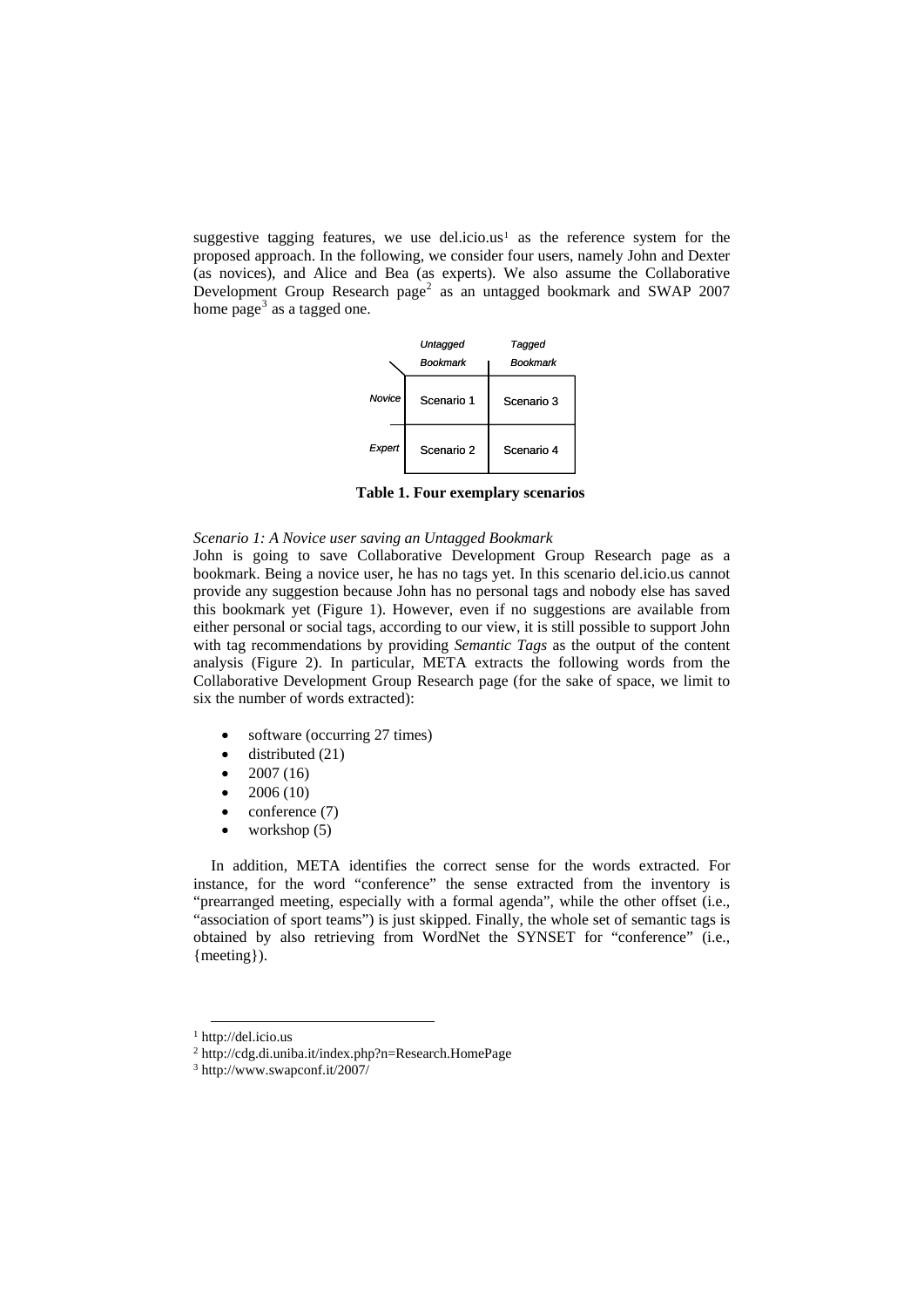suggestive tagging features, we use del.icio.us[1] as the reference system for the proposed approach. In the following, we consider four users, namely John and Dexter (as novices), and Alice and Bea (as experts). We also assume the Collaborative Development Group Research page[2] as an untagged bookmark and SWAP 2007 home page[3] as a tagged one.

| | *Untagged Bookmark* | *Tagged Bookmark* |
|---|---|---|
| *Novice* | Scenario 1 | Scenario 3 |
| *Expert* | Scenario 2 | Scenario 4 |

**Table 1. Four exemplary scenarios**

*Scenario 1: A Novice user saving an Untagged Bookmark*

John is going to save Collaborative Development Group Research page as a bookmark. Being a novice user, he has no tags yet. In this scenario del.icio.us cannot provide any suggestion because John has no personal tags and nobody else has saved this bookmark yet (Figure 1). However, even if no suggestions are available from either personal or social tags, according to our view, it is still possible to support John with tag recommendations by providing *Semantic Tags* as the output of the content analysis (Figure 2). In particular, META extracts the following words from the Collaborative Development Group Research page (for the sake of space, we limit to six the number of words extracted):

- software (occurring 27 times)
- distributed (21)
- 2007 (16)
- 2006 (10)
- conference (7)
- workshop (5)

In addition, META identifies the correct sense for the words extracted. For instance, for the word "conference" the sense extracted from the inventory is "prearranged meeting, especially with a formal agenda", while the other offset (i.e., "association of sport teams") is just skipped. Finally, the whole set of semantic tags is obtained by also retrieving from WordNet the SYNSET for "conference" (i.e., {meeting}).

[1] http://del.icio.us
[2] http://cdg.di.uniba.it/index.php?n=Research.HomePage
[3] http://www.swapconf.it/2007/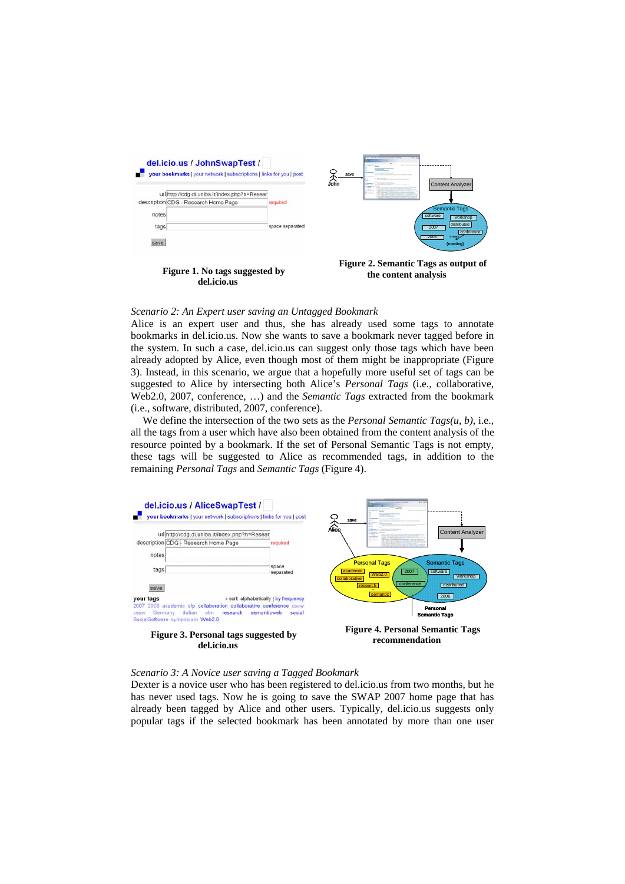Figure 1. No tags suggested by del.icio.us

Figure 2. Semantic Tags as output of the content analysis

*Scenario 2: An Expert user saving an Untagged Bookmark*
Alice is an expert user and thus, she has already used some tags to annotate bookmarks in del.icio.us. Now she wants to save a bookmark never tagged before in the system. In such a case, del.icio.us can suggest only those tags which have been already adopted by Alice, even though most of them might be inappropriate (Figure 3). Instead, in this scenario, we argue that a hopefully more useful set of tags can be suggested to Alice by intersecting both Alice's *Personal Tags* (i.e., collaborative, Web2.0, 2007, conference, …) and the *Semantic Tags* extracted from the bookmark (i.e., software, distributed, 2007, conference).

We define the intersection of the two sets as the *Personal Semantic Tags(u, b)*, i.e., all the tags from a user which have also been obtained from the content analysis of the resource pointed by a bookmark. If the set of Personal Semantic Tags is not empty, these tags will be suggested to Alice as recommended tags, in addition to the remaining *Personal Tags* and *Semantic Tags* (Figure 4).

Figure 3. Personal tags suggested by del.icio.us

Figure 4. Personal Semantic Tags recommendation

*Scenario 3: A Novice user saving a Tagged Bookmark*
Dexter is a novice user who has been registered to del.icio.us from two months, but he has never used tags. Now he is going to save the SWAP 2007 home page that has already been tagged by Alice and other users. Typically, del.icio.us suggests only popular tags if the selected bookmark has been annotated by more than one user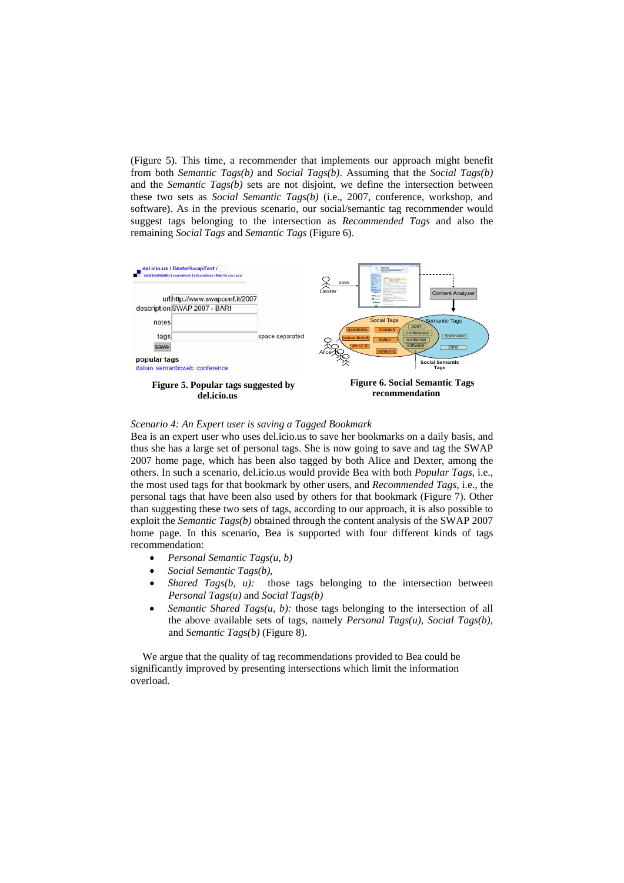(Figure 5). This time, a recommender that implements our approach might benefit from both *Semantic Tags(b)* and *Social Tags(b)*. Assuming that the *Social Tags(b)* and the *Semantic Tags(b)* sets are not disjoint, we define the intersection between these two sets as *Social Semantic Tags(b)* (i.e., 2007, conference, workshop, and software). As in the previous scenario, our social/semantic tag recommender would suggest tags belonging to the intersection as *Recommended Tags* and also the remaining *Social Tags* and *Semantic Tags* (Figure 6).

**Figure 5. Popular tags suggested by del.icio.us**

**Figure 6. Social Semantic Tags recommendation**

*Scenario 4: An Expert user is saving a Tagged Bookmark*

Bea is an expert user who uses del.icio.us to save her bookmarks on a daily basis, and thus she has a large set of personal tags. She is now going to save and tag the SWAP 2007 home page, which has been also tagged by both Alice and Dexter, among the others. In such a scenario, del.icio.us would provide Bea with both *Popular Tags*, i.e., the most used tags for that bookmark by other users, and *Recommended Tags*, i.e., the personal tags that have been also used by others for that bookmark (Figure 7). Other than suggesting these two sets of tags, according to our approach, it is also possible to exploit the *Semantic Tags(b)* obtained through the content analysis of the SWAP 2007 home page. In this scenario, Bea is supported with four different kinds of tags recommendation:

- *Personal Semantic Tags(u, b)*
- *Social Semantic Tags(b),*
- *Shared Tags(b, u):* those tags belonging to the intersection between *Personal Tags(u)* and *Social Tags(b)*
- *Semantic Shared Tags(u, b):* those tags belonging to the intersection of all the above available sets of tags, namely *Personal Tags(u), Social Tags(b),* and *Semantic Tags(b)* (Figure 8).

We argue that the quality of tag recommendations provided to Bea could be significantly improved by presenting intersections which limit the information overload.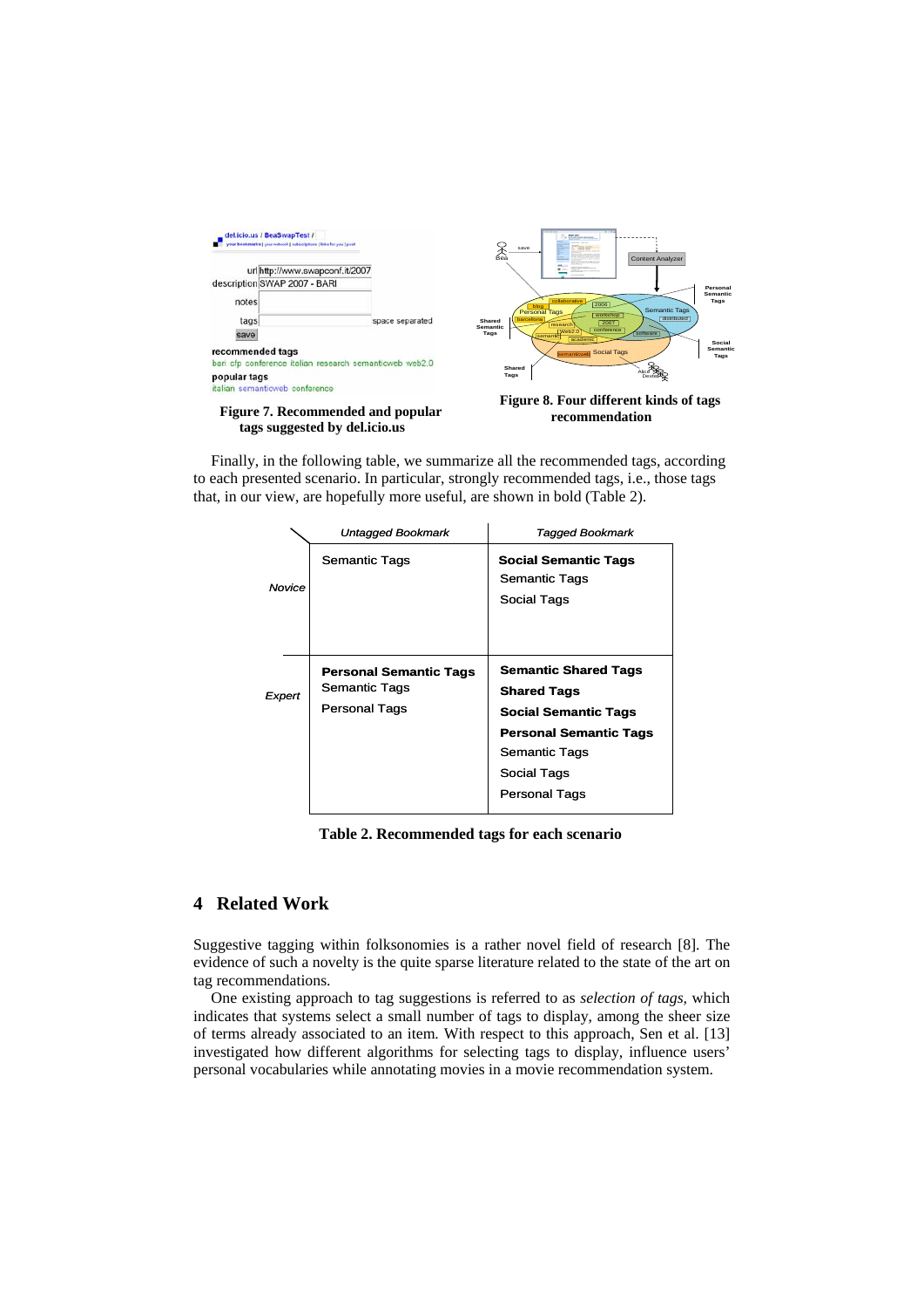Figure 7. Recommended and popular tags suggested by del.icio.us

Figure 8. Four different kinds of tags recommendation

Finally, in the following table, we summarize all the recommended tags, according to each presented scenario. In particular, strongly recommended tags, i.e., those tags that, in our view, are hopefully more useful, are shown in bold (Table 2).

| | *Untagged Bookmark* | *Tagged Bookmark* |
|---|---|---|
| *Novice* | Semantic Tags | **Social Semantic Tags**<br>Semantic Tags<br>Social Tags |
| *Expert* | **Personal Semantic Tags**<br>Semantic Tags<br>Personal Tags | **Semantic Shared Tags**<br>**Shared Tags**<br>**Social Semantic Tags**<br>**Personal Semantic Tags**<br>Semantic Tags<br>Social Tags<br>Personal Tags |

**Table 2. Recommended tags for each scenario**

## 4 Related Work

Suggestive tagging within folksonomies is a rather novel field of research [8]. The evidence of such a novelty is the quite sparse literature related to the state of the art on tag recommendations.

One existing approach to tag suggestions is referred to as *selection of tags*, which indicates that systems select a small number of tags to display, among the sheer size of terms already associated to an item. With respect to this approach, Sen et al. [13] investigated how different algorithms for selecting tags to display, influence users' personal vocabularies while annotating movies in a movie recommendation system.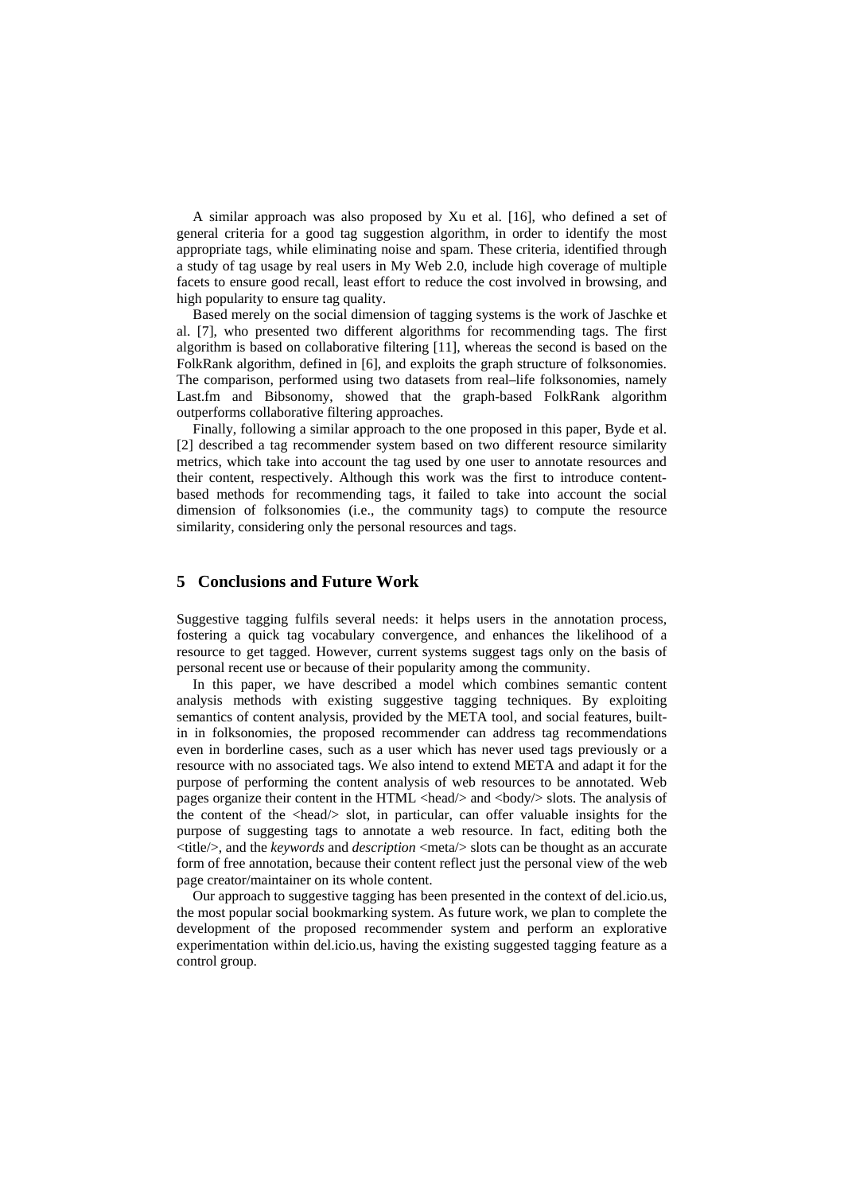A similar approach was also proposed by Xu et al. [16], who defined a set of general criteria for a good tag suggestion algorithm, in order to identify the most appropriate tags, while eliminating noise and spam. These criteria, identified through a study of tag usage by real users in My Web 2.0, include high coverage of multiple facets to ensure good recall, least effort to reduce the cost involved in browsing, and high popularity to ensure tag quality.

Based merely on the social dimension of tagging systems is the work of Jaschke et al. [7], who presented two different algorithms for recommending tags. The first algorithm is based on collaborative filtering [11], whereas the second is based on the FolkRank algorithm, defined in [6], and exploits the graph structure of folksonomies. The comparison, performed using two datasets from real–life folksonomies, namely Last.fm and Bibsonomy, showed that the graph-based FolkRank algorithm outperforms collaborative filtering approaches.

Finally, following a similar approach to the one proposed in this paper, Byde et al. [2] described a tag recommender system based on two different resource similarity metrics, which take into account the tag used by one user to annotate resources and their content, respectively. Although this work was the first to introduce content-based methods for recommending tags, it failed to take into account the social dimension of folksonomies (i.e., the community tags) to compute the resource similarity, considering only the personal resources and tags.

## 5 Conclusions and Future Work

Suggestive tagging fulfils several needs: it helps users in the annotation process, fostering a quick tag vocabulary convergence, and enhances the likelihood of a resource to get tagged. However, current systems suggest tags only on the basis of personal recent use or because of their popularity among the community.

In this paper, we have described a model which combines semantic content analysis methods with existing suggestive tagging techniques. By exploiting semantics of content analysis, provided by the META tool, and social features, built-in in folksonomies, the proposed recommender can address tag recommendations even in borderline cases, such as a user which has never used tags previously or a resource with no associated tags. We also intend to extend META and adapt it for the purpose of performing the content analysis of web resources to be annotated. Web pages organize their content in the HTML <head/> and <body/> slots. The analysis of the content of the <head/> slot, in particular, can offer valuable insights for the purpose of suggesting tags to annotate a web resource. In fact, editing both the <title/>, and the *keywords* and *description* <meta/> slots can be thought as an accurate form of free annotation, because their content reflect just the personal view of the web page creator/maintainer on its whole content.

Our approach to suggestive tagging has been presented in the context of del.icio.us, the most popular social bookmarking system. As future work, we plan to complete the development of the proposed recommender system and perform an explorative experimentation within del.icio.us, having the existing suggested tagging feature as a control group.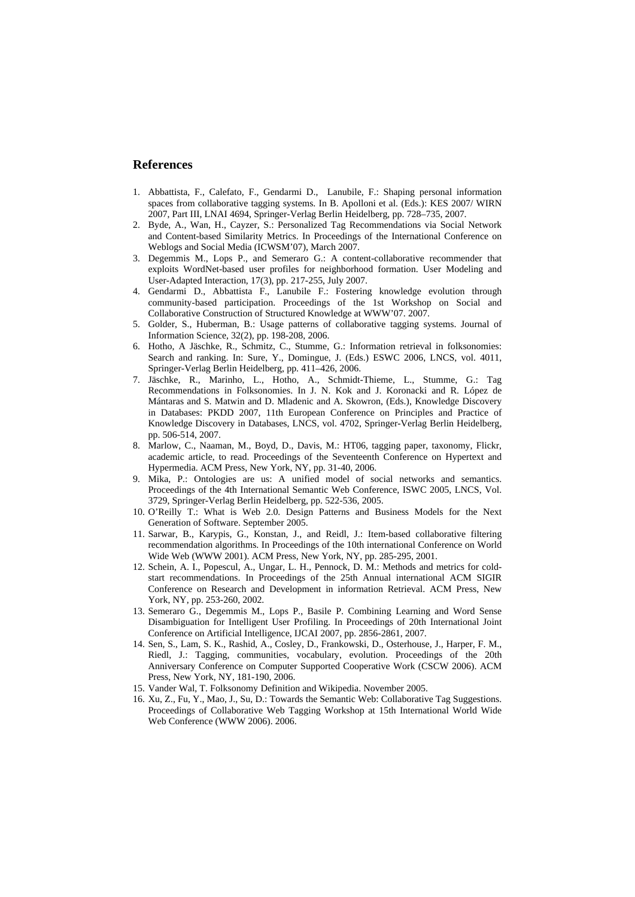## References

1. Abbattista, F., Calefato, F., Gendarmi D., Lanubile, F.: Shaping personal information spaces from collaborative tagging systems. In B. Apolloni et al. (Eds.): KES 2007/ WIRN 2007, Part III, LNAI 4694, Springer-Verlag Berlin Heidelberg, pp. 728–735, 2007.
2. Byde, A., Wan, H., Cayzer, S.: Personalized Tag Recommendations via Social Network and Content-based Similarity Metrics. In Proceedings of the International Conference on Weblogs and Social Media (ICWSM'07), March 2007.
3. Degemmis M., Lops P., and Semeraro G.: A content-collaborative recommender that exploits WordNet-based user profiles for neighborhood formation. User Modeling and User-Adapted Interaction, 17(3), pp. 217-255, July 2007.
4. Gendarmi D., Abbattista F., Lanubile F.: Fostering knowledge evolution through community-based participation. Proceedings of the 1st Workshop on Social and Collaborative Construction of Structured Knowledge at WWW'07. 2007.
5. Golder, S., Huberman, B.: Usage patterns of collaborative tagging systems. Journal of Information Science, 32(2), pp. 198-208, 2006.
6. Hotho, A Jäschke, R., Schmitz, C., Stumme, G.: Information retrieval in folksonomies: Search and ranking. In: Sure, Y., Domingue, J. (Eds.) ESWC 2006, LNCS, vol. 4011, Springer-Verlag Berlin Heidelberg, pp. 411–426, 2006.
7. Jäschke, R., Marinho, L., Hotho, A., Schmidt-Thieme, L., Stumme, G.: Tag Recommendations in Folksonomies. In J. N. Kok and J. Koronacki and R. López de Mántaras and S. Matwin and D. Mladenic and A. Skowron, (Eds.), Knowledge Discovery in Databases: PKDD 2007, 11th European Conference on Principles and Practice of Knowledge Discovery in Databases, LNCS, vol. 4702, Springer-Verlag Berlin Heidelberg, pp. 506-514, 2007.
8. Marlow, C., Naaman, M., Boyd, D., Davis, M.: HT06, tagging paper, taxonomy, Flickr, academic article, to read. Proceedings of the Seventeenth Conference on Hypertext and Hypermedia. ACM Press, New York, NY, pp. 31-40, 2006.
9. Mika, P.: Ontologies are us: A unified model of social networks and semantics. Proceedings of the 4th International Semantic Web Conference, ISWC 2005, LNCS, Vol. 3729, Springer-Verlag Berlin Heidelberg, pp. 522-536, 2005.
10. O'Reilly T.: What is Web 2.0. Design Patterns and Business Models for the Next Generation of Software. September 2005.
11. Sarwar, B., Karypis, G., Konstan, J., and Reidl, J.: Item-based collaborative filtering recommendation algorithms. In Proceedings of the 10th international Conference on World Wide Web (WWW 2001). ACM Press, New York, NY, pp. 285-295, 2001.
12. Schein, A. I., Popescul, A., Ungar, L. H., Pennock, D. M.: Methods and metrics for cold-start recommendations. In Proceedings of the 25th Annual international ACM SIGIR Conference on Research and Development in information Retrieval. ACM Press, New York, NY, pp. 253-260, 2002.
13. Semeraro G., Degemmis M., Lops P., Basile P. Combining Learning and Word Sense Disambiguation for Intelligent User Profiling. In Proceedings of 20th International Joint Conference on Artificial Intelligence, IJCAI 2007, pp. 2856-2861, 2007.
14. Sen, S., Lam, S. K., Rashid, A., Cosley, D., Frankowski, D., Osterhouse, J., Harper, F. M., Riedl, J.: Tagging, communities, vocabulary, evolution. Proceedings of the 20th Anniversary Conference on Computer Supported Cooperative Work (CSCW 2006). ACM Press, New York, NY, 181-190, 2006.
15. Vander Wal, T. Folksonomy Definition and Wikipedia. November 2005.
16. Xu, Z., Fu, Y., Mao, J., Su, D.: Towards the Semantic Web: Collaborative Tag Suggestions. Proceedings of Collaborative Web Tagging Workshop at 15th International World Wide Web Conference (WWW 2006). 2006.